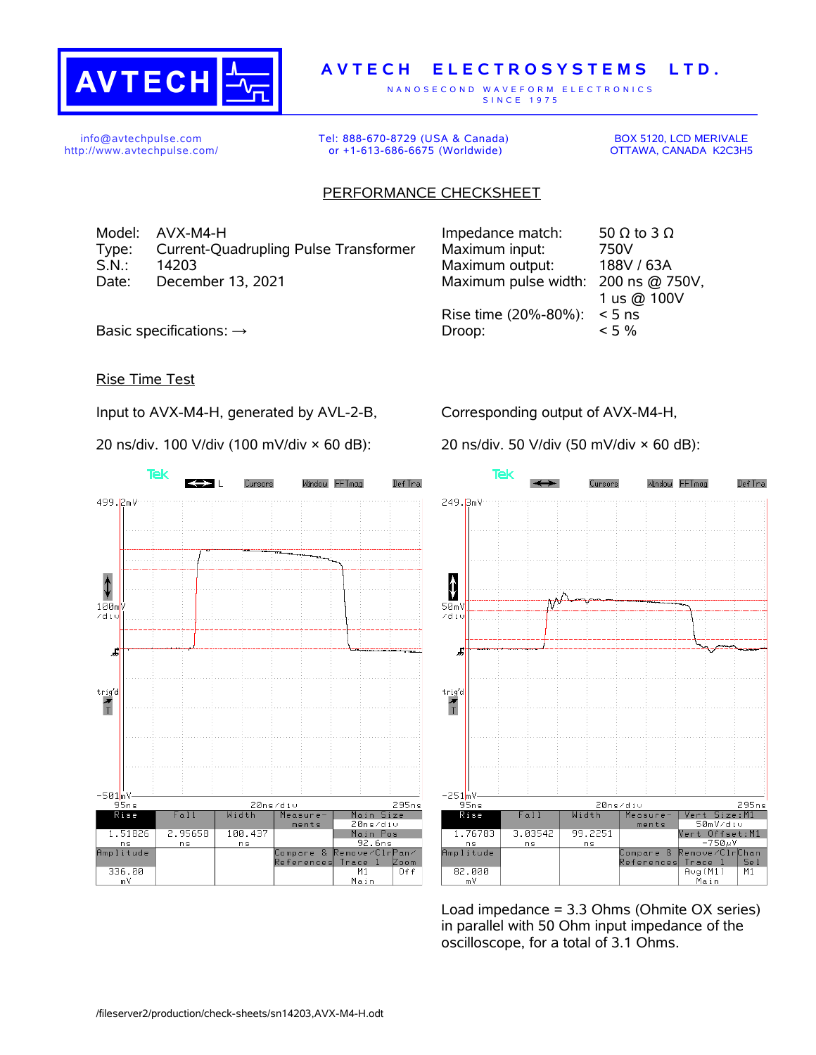**AVTECH ELECTROSYSTEMS LTD.**

NANOSECOND WAVEFORM ELECTRONICS
SINCE 1975

info@avtechpulse.com
http://www.avtechpulse.com/

Tel: 888-670-8729 (USA & Canada)
or +1-613-686-6675 (Worldwide)

BOX 5120, LCD MERIVALE
OTTAWA, CANADA K2C3H5

## PERFORMANCE CHECKSHEET

Model: AVX-M4-H
Type: Current-Quadrupling Pulse Transformer
S.N.: 14203
Date: December 13, 2021

Basic specifications: →

| | |
|---|---|
| Impedance match: | 50 Ω to 3 Ω |
| Maximum input: | 750V |
| Maximum output: | 188V / 63A |
| Maximum pulse width: | 200 ns @ 750V, 1 us @ 100V |
| Rise time (20%-80%): | < 5 ns |
| Droop: | < 5 % |

### Rise Time Test

Input to AVX-M4-H, generated by AVL-2-B,

20 ns/div. 100 V/div (100 mV/div × 60 dB):

Corresponding output of AVX-M4-H,

20 ns/div. 50 V/div (50 mV/div × 60 dB):

Load impedance = 3.3 Ohms (Ohmite OX series) in parallel with 50 Ohm input impedance of the oscilloscope, for a total of 3.1 Ohms.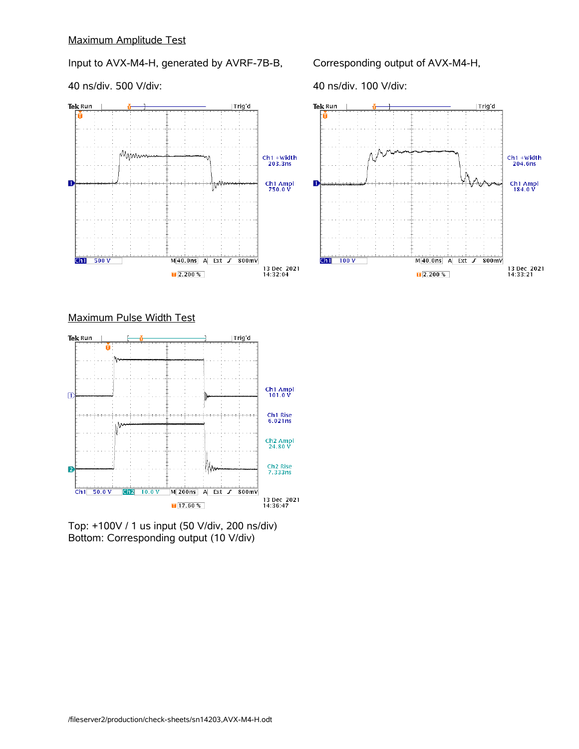## Maximum Amplitude Test

Input to AVX-M4-H, generated by AVRF-7B-B,

40 ns/div. 500 V/div:

Tek Run
Trig'd
Ch1 +Width
203.3ns
Ch1 Ampl
750.0 V
Ch1 500 V
M 40.0ns A Ext ∫ 800mV
2.200 %
13 Dec 2021
14:32:04

Corresponding output of AVX-M4-H,

40 ns/div. 100 V/div:

Tek Run
Trig'd
Ch1 +Width
204.6ns
Ch1 Ampl
184.0 V
Ch1 100 V
M 40.0ns A Ext ∫ 800mV
2.200 %
13 Dec 2021
14:33:21

## Maximum Pulse Width Test

Tek Run
Trig'd
Ch1 Ampl
101.0 V
Ch1 Rise
6.021ns
Ch2 Ampl
24.80 V
Ch2 Rise
7.333ns
Ch1 50.0 V Ch2 10.0 V M 200ns A Ext ∫ 800mV
17.60 %
13 Dec 2021
14:36:47

Top: +100V / 1 us input (50 V/div, 200 ns/div)
Bottom: Corresponding output (10 V/div)

/fileserver2/production/check-sheets/sn14203,AVX-M4-H.odt